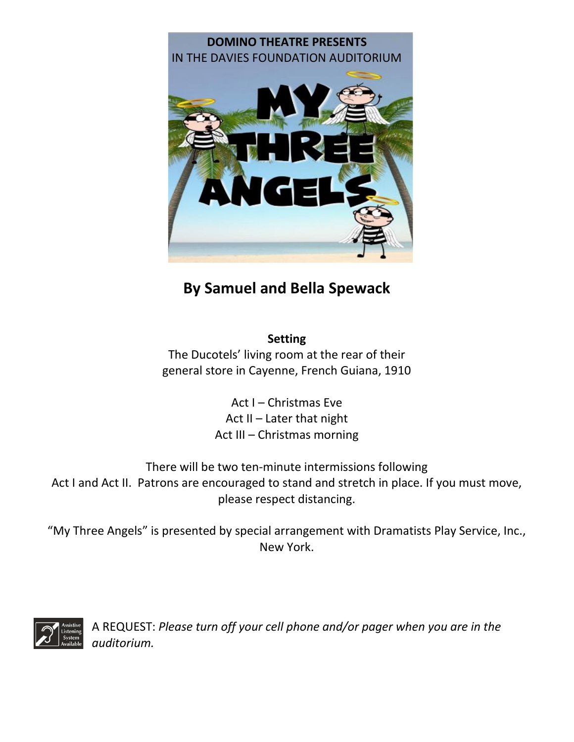**DOMINO THEATRE PRESENTS**
IN THE DAVIES FOUNDATION AUDITORIUM

# MY THREE ANGELS

## By Samuel and Bella Spewack

**Setting**

The Ducotels' living room at the rear of their general store in Cayenne, French Guiana, 1910

Act I – Christmas Eve
Act II – Later that night
Act III – Christmas morning

There will be two ten-minute intermissions following Act I and Act II. Patrons are encouraged to stand and stretch in place. If you must move, please respect distancing.

"My Three Angels" is presented by special arrangement with Dramatists Play Service, Inc., New York.

Assistive Listening System Available

A REQUEST: *Please turn off your cell phone and/or pager when you are in the auditorium.*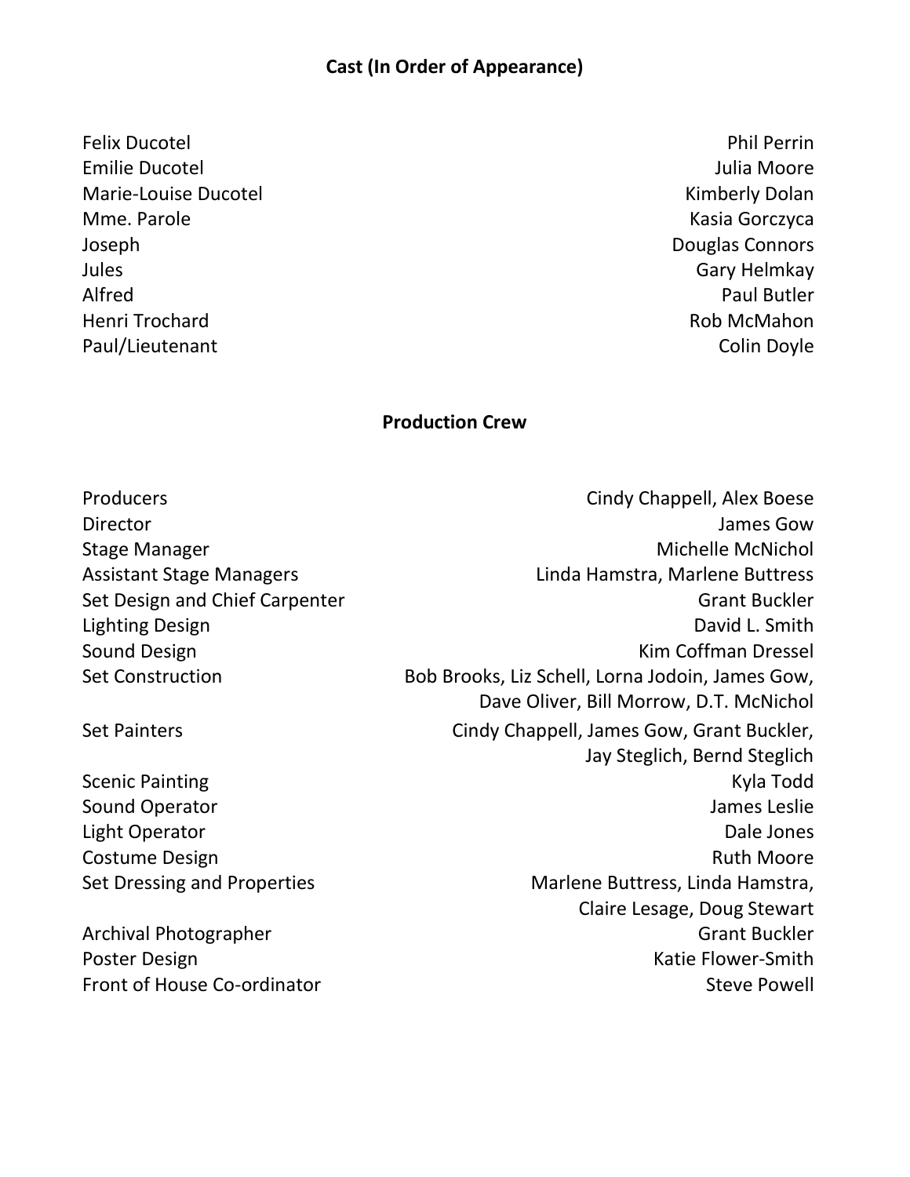## Cast (In Order of Appearance)

| | |
|---|---|
| Felix Ducotel | Phil Perrin |
| Emilie Ducotel | Julia Moore |
| Marie-Louise Ducotel | Kimberly Dolan |
| Mme. Parole | Kasia Gorczyca |
| Joseph | Douglas Connors |
| Jules | Gary Helmkay |
| Alfred | Paul Butler |
| Henri Trochard | Rob McMahon |
| Paul/Lieutenant | Colin Doyle |

## Production Crew

| | |
|---|---|
| Producers | Cindy Chappell, Alex Boese |
| Director | James Gow |
| Stage Manager | Michelle McNichol |
| Assistant Stage Managers | Linda Hamstra, Marlene Buttress |
| Set Design and Chief Carpenter | Grant Buckler |
| Lighting Design | David L. Smith |
| Sound Design | Kim Coffman Dressel |
| Set Construction | Bob Brooks, Liz Schell, Lorna Jodoin, James Gow, Dave Oliver, Bill Morrow, D.T. McNichol |
| Set Painters | Cindy Chappell, James Gow, Grant Buckler, Jay Steglich, Bernd Steglich |
| Scenic Painting | Kyla Todd |
| Sound Operator | James Leslie |
| Light Operator | Dale Jones |
| Costume Design | Ruth Moore |
| Set Dressing and Properties | Marlene Buttress, Linda Hamstra, Claire Lesage, Doug Stewart |
| Archival Photographer | Grant Buckler |
| Poster Design | Katie Flower-Smith |
| Front of House Co-ordinator | Steve Powell |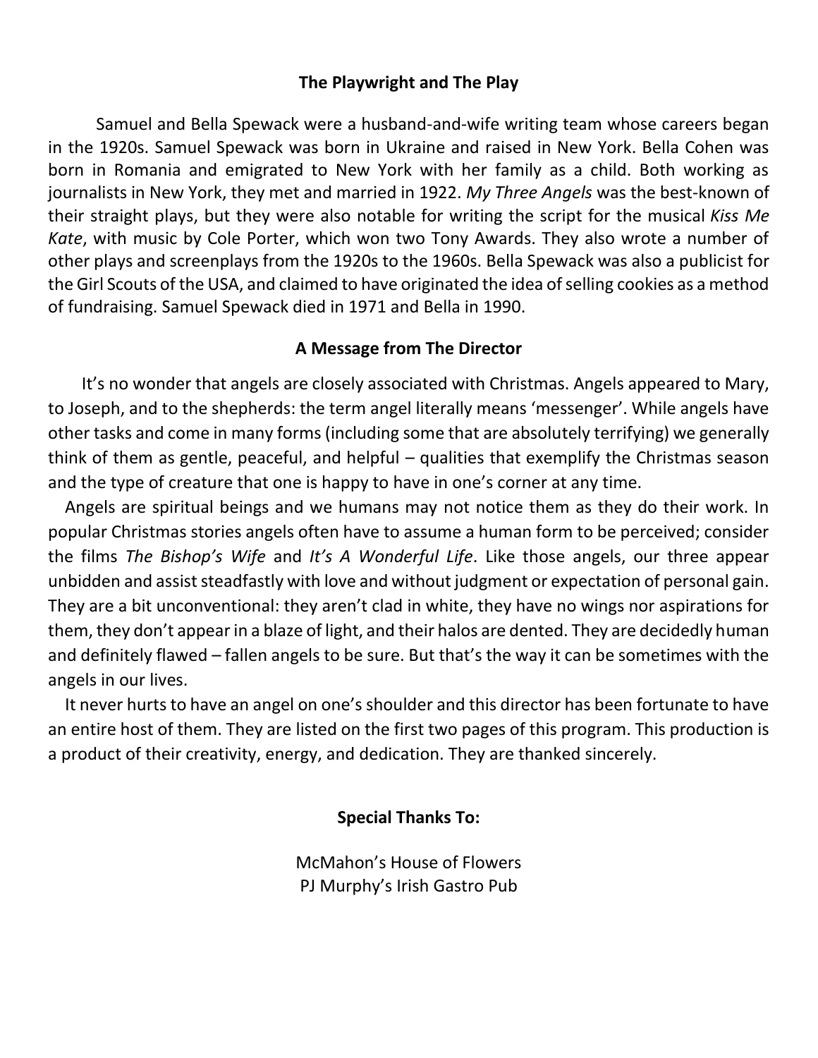## The Playwright and The Play

Samuel and Bella Spewack were a husband-and-wife writing team whose careers began in the 1920s. Samuel Spewack was born in Ukraine and raised in New York. Bella Cohen was born in Romania and emigrated to New York with her family as a child. Both working as journalists in New York, they met and married in 1922. *My Three Angels* was the best-known of their straight plays, but they were also notable for writing the script for the musical *Kiss Me Kate*, with music by Cole Porter, which won two Tony Awards. They also wrote a number of other plays and screenplays from the 1920s to the 1960s. Bella Spewack was also a publicist for the Girl Scouts of the USA, and claimed to have originated the idea of selling cookies as a method of fundraising. Samuel Spewack died in 1971 and Bella in 1990.

## A Message from The Director

It's no wonder that angels are closely associated with Christmas. Angels appeared to Mary, to Joseph, and to the shepherds: the term angel literally means 'messenger'. While angels have other tasks and come in many forms (including some that are absolutely terrifying) we generally think of them as gentle, peaceful, and helpful – qualities that exemplify the Christmas season and the type of creature that one is happy to have in one's corner at any time.

Angels are spiritual beings and we humans may not notice them as they do their work. In popular Christmas stories angels often have to assume a human form to be perceived; consider the films *The Bishop's Wife* and *It's A Wonderful Life*. Like those angels, our three appear unbidden and assist steadfastly with love and without judgment or expectation of personal gain. They are a bit unconventional: they aren't clad in white, they have no wings nor aspirations for them, they don't appear in a blaze of light, and their halos are dented. They are decidedly human and definitely flawed – fallen angels to be sure. But that's the way it can be sometimes with the angels in our lives.

It never hurts to have an angel on one's shoulder and this director has been fortunate to have an entire host of them. They are listed on the first two pages of this program. This production is a product of their creativity, energy, and dedication. They are thanked sincerely.

## Special Thanks To:

McMahon's House of Flowers
PJ Murphy's Irish Gastro Pub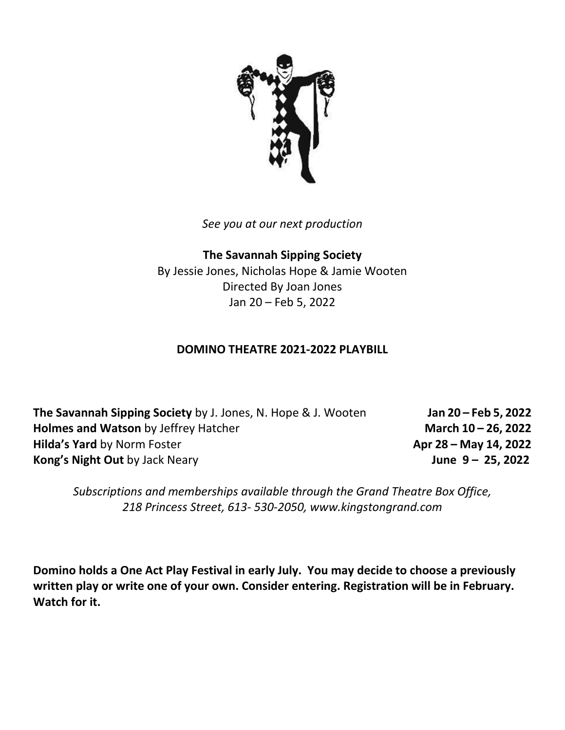*See you at our next production*

**The Savannah Sipping Society**
By Jessie Jones, Nicholas Hope & Jamie Wooten
Directed By Joan Jones
Jan 20 – Feb 5, 2022

**DOMINO THEATRE 2021-2022 PLAYBILL**

| | |
|---|---|
| **The Savannah Sipping Society** by J. Jones, N. Hope & J. Wooten | **Jan 20 – Feb 5, 2022** |
| **Holmes and Watson** by Jeffrey Hatcher | **March 10 – 26, 2022** |
| **Hilda's Yard** by Norm Foster | **Apr 28 – May 14, 2022** |
| **Kong's Night Out** by Jack Neary | **June 9 – 25, 2022** |

*Subscriptions and memberships available through the Grand Theatre Box Office, 218 Princess Street, 613- 530-2050, www.kingstongrand.com*

**Domino holds a One Act Play Festival in early July. You may decide to choose a previously written play or write one of your own. Consider entering. Registration will be in February. Watch for it.**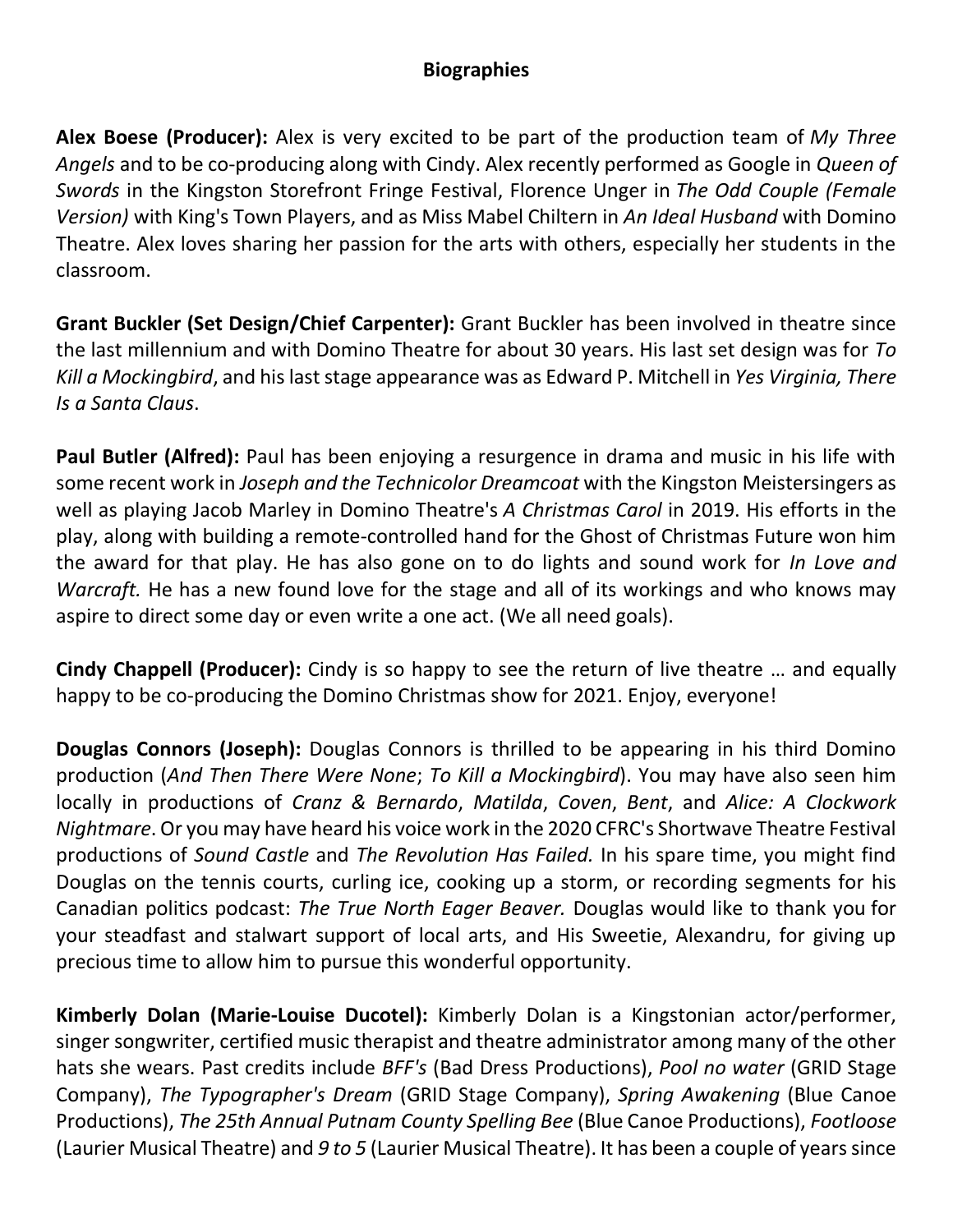## Biographies

**Alex Boese (Producer):** Alex is very excited to be part of the production team of *My Three Angels* and to be co-producing along with Cindy. Alex recently performed as Google in *Queen of Swords* in the Kingston Storefront Fringe Festival, Florence Unger in *The Odd Couple (Female Version)* with King's Town Players, and as Miss Mabel Chiltern in *An Ideal Husband* with Domino Theatre. Alex loves sharing her passion for the arts with others, especially her students in the classroom.

**Grant Buckler (Set Design/Chief Carpenter):** Grant Buckler has been involved in theatre since the last millennium and with Domino Theatre for about 30 years. His last set design was for *To Kill a Mockingbird*, and his last stage appearance was as Edward P. Mitchell in *Yes Virginia, There Is a Santa Claus*.

**Paul Butler (Alfred):** Paul has been enjoying a resurgence in drama and music in his life with some recent work in *Joseph and the Technicolor Dreamcoat* with the Kingston Meistersingers as well as playing Jacob Marley in Domino Theatre's *A Christmas Carol* in 2019. His efforts in the play, along with building a remote-controlled hand for the Ghost of Christmas Future won him the award for that play. He has also gone on to do lights and sound work for *In Love and Warcraft.* He has a new found love for the stage and all of its workings and who knows may aspire to direct some day or even write a one act. (We all need goals).

**Cindy Chappell (Producer):** Cindy is so happy to see the return of live theatre … and equally happy to be co-producing the Domino Christmas show for 2021. Enjoy, everyone!

**Douglas Connors (Joseph):** Douglas Connors is thrilled to be appearing in his third Domino production (*And Then There Were None*; *To Kill a Mockingbird*). You may have also seen him locally in productions of *Cranz & Bernardo*, *Matilda*, *Coven*, *Bent*, and *Alice: A Clockwork Nightmare*. Or you may have heard his voice work in the 2020 CFRC's Shortwave Theatre Festival productions of *Sound Castle* and *The Revolution Has Failed.* In his spare time, you might find Douglas on the tennis courts, curling ice, cooking up a storm, or recording segments for his Canadian politics podcast: *The True North Eager Beaver.* Douglas would like to thank you for your steadfast and stalwart support of local arts, and His Sweetie, Alexandru, for giving up precious time to allow him to pursue this wonderful opportunity.

**Kimberly Dolan (Marie-Louise Ducotel):** Kimberly Dolan is a Kingstonian actor/performer, singer songwriter, certified music therapist and theatre administrator among many of the other hats she wears. Past credits include *BFF's* (Bad Dress Productions), *Pool no water* (GRID Stage Company), *The Typographer's Dream* (GRID Stage Company), *Spring Awakening* (Blue Canoe Productions), *The 25th Annual Putnam County Spelling Bee* (Blue Canoe Productions), *Footloose* (Laurier Musical Theatre) and *9 to 5* (Laurier Musical Theatre). It has been a couple of years since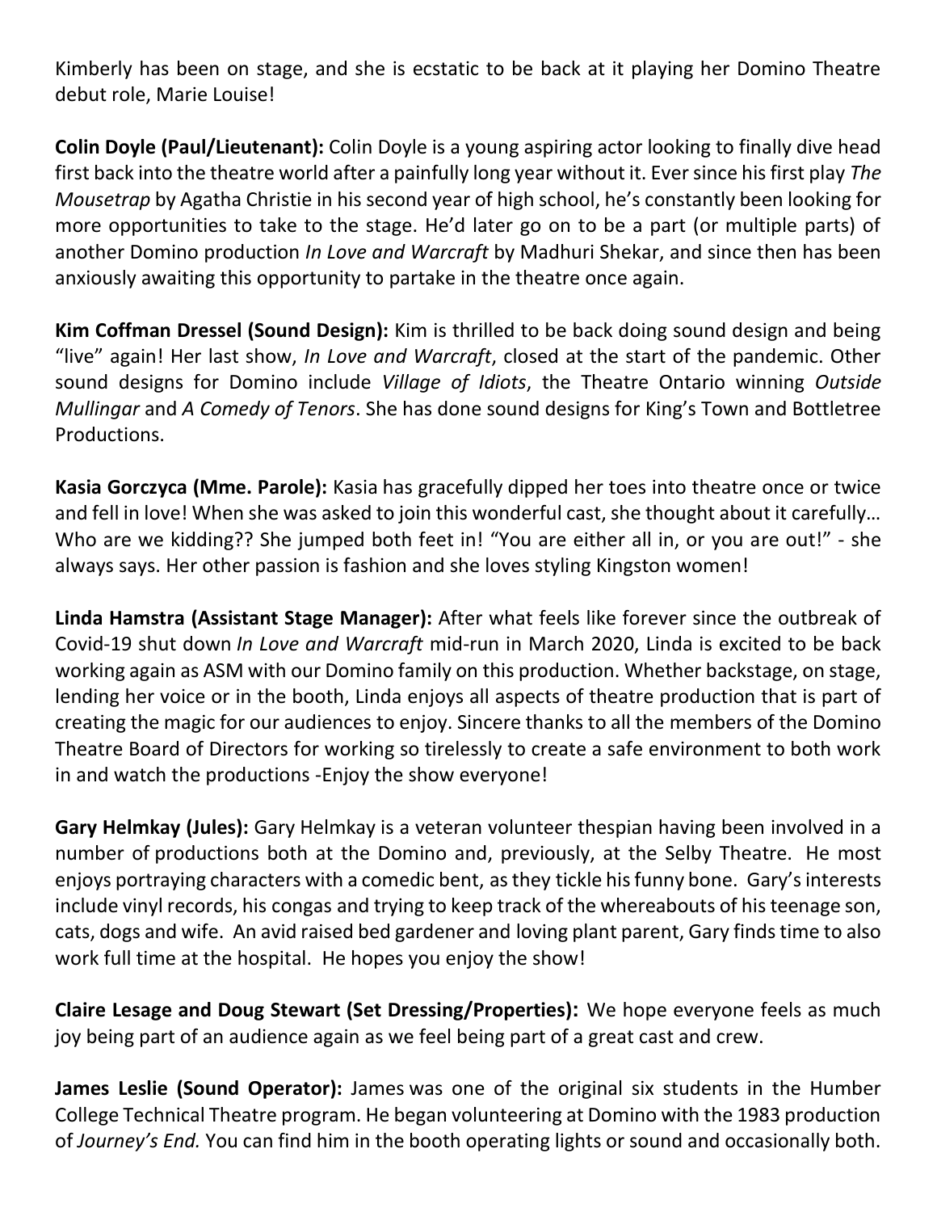Kimberly has been on stage, and she is ecstatic to be back at it playing her Domino Theatre debut role, Marie Louise!

**Colin Doyle (Paul/Lieutenant):** Colin Doyle is a young aspiring actor looking to finally dive head first back into the theatre world after a painfully long year without it. Ever since his first play *The Mousetrap* by Agatha Christie in his second year of high school, he's constantly been looking for more opportunities to take to the stage. He'd later go on to be a part (or multiple parts) of another Domino production *In Love and Warcraft* by Madhuri Shekar, and since then has been anxiously awaiting this opportunity to partake in the theatre once again.

**Kim Coffman Dressel (Sound Design):** Kim is thrilled to be back doing sound design and being "live" again! Her last show, *In Love and Warcraft*, closed at the start of the pandemic. Other sound designs for Domino include *Village of Idiots*, the Theatre Ontario winning *Outside Mullingar* and *A Comedy of Tenors*. She has done sound designs for King's Town and Bottletree Productions.

**Kasia Gorczyca (Mme. Parole):** Kasia has gracefully dipped her toes into theatre once or twice and fell in love! When she was asked to join this wonderful cast, she thought about it carefully… Who are we kidding?? She jumped both feet in! "You are either all in, or you are out!" - she always says. Her other passion is fashion and she loves styling Kingston women!

**Linda Hamstra (Assistant Stage Manager):** After what feels like forever since the outbreak of Covid-19 shut down *In Love and Warcraft* mid-run in March 2020, Linda is excited to be back working again as ASM with our Domino family on this production. Whether backstage, on stage, lending her voice or in the booth, Linda enjoys all aspects of theatre production that is part of creating the magic for our audiences to enjoy. Sincere thanks to all the members of the Domino Theatre Board of Directors for working so tirelessly to create a safe environment to both work in and watch the productions -Enjoy the show everyone!

**Gary Helmkay (Jules):** Gary Helmkay is a veteran volunteer thespian having been involved in a number of productions both at the Domino and, previously, at the Selby Theatre. He most enjoys portraying characters with a comedic bent, as they tickle his funny bone. Gary's interests include vinyl records, his congas and trying to keep track of the whereabouts of his teenage son, cats, dogs and wife. An avid raised bed gardener and loving plant parent, Gary finds time to also work full time at the hospital. He hopes you enjoy the show!

**Claire Lesage and Doug Stewart (Set Dressing/Properties):** We hope everyone feels as much joy being part of an audience again as we feel being part of a great cast and crew.

**James Leslie (Sound Operator):** James was one of the original six students in the Humber College Technical Theatre program. He began volunteering at Domino with the 1983 production of *Journey's End.* You can find him in the booth operating lights or sound and occasionally both.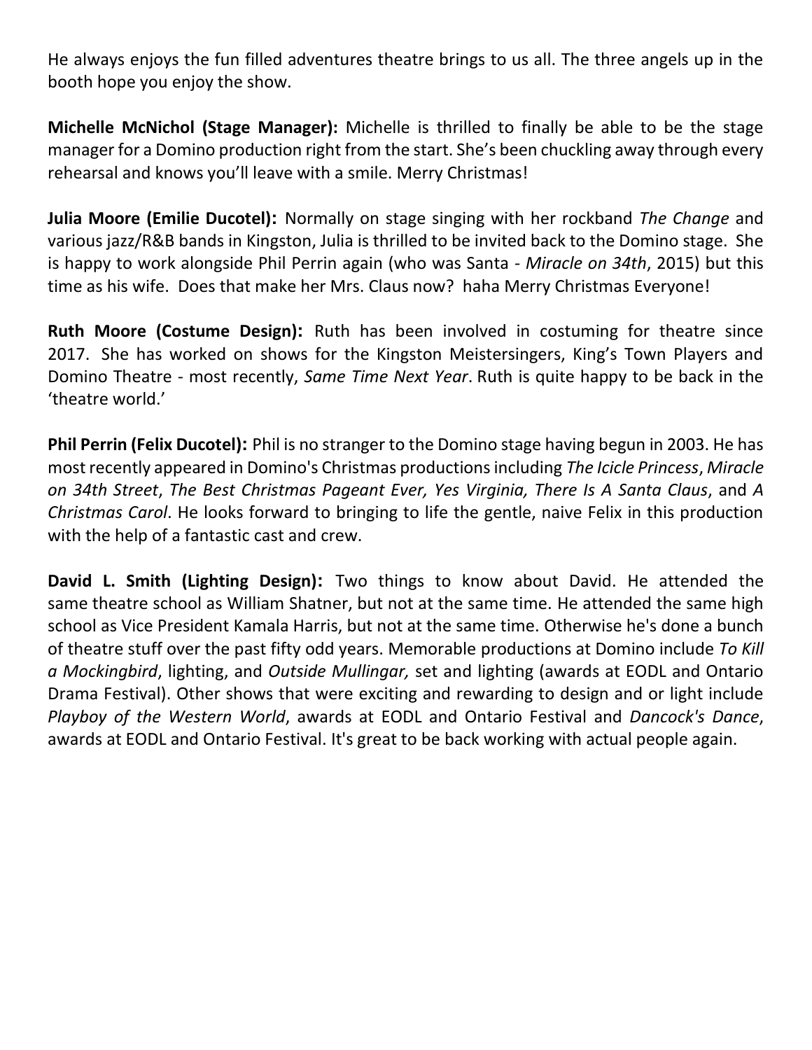He always enjoys the fun filled adventures theatre brings to us all. The three angels up in the booth hope you enjoy the show.

**Michelle McNichol (Stage Manager):** Michelle is thrilled to finally be able to be the stage manager for a Domino production right from the start. She's been chuckling away through every rehearsal and knows you'll leave with a smile. Merry Christmas!

**Julia Moore (Emilie Ducotel):** Normally on stage singing with her rockband *The Change* and various jazz/R&B bands in Kingston, Julia is thrilled to be invited back to the Domino stage. She is happy to work alongside Phil Perrin again (who was Santa - *Miracle on 34th*, 2015) but this time as his wife. Does that make her Mrs. Claus now? haha Merry Christmas Everyone!

**Ruth Moore (Costume Design):** Ruth has been involved in costuming for theatre since 2017. She has worked on shows for the Kingston Meistersingers, King's Town Players and Domino Theatre - most recently, *Same Time Next Year*. Ruth is quite happy to be back in the 'theatre world.'

**Phil Perrin (Felix Ducotel):** Phil is no stranger to the Domino stage having begun in 2003. He has most recently appeared in Domino's Christmas productions including *The Icicle Princess*, *Miracle on 34th Street*, *The Best Christmas Pageant Ever, Yes Virginia, There Is A Santa Claus*, and *A Christmas Carol*. He looks forward to bringing to life the gentle, naive Felix in this production with the help of a fantastic cast and crew.

**David L. Smith (Lighting Design):** Two things to know about David. He attended the same theatre school as William Shatner, but not at the same time. He attended the same high school as Vice President Kamala Harris, but not at the same time. Otherwise he's done a bunch of theatre stuff over the past fifty odd years. Memorable productions at Domino include *To Kill a Mockingbird*, lighting, and *Outside Mullingar,* set and lighting (awards at EODL and Ontario Drama Festival). Other shows that were exciting and rewarding to design and or light include *Playboy of the Western World*, awards at EODL and Ontario Festival and *Dancock's Dance*, awards at EODL and Ontario Festival. It's great to be back working with actual people again.